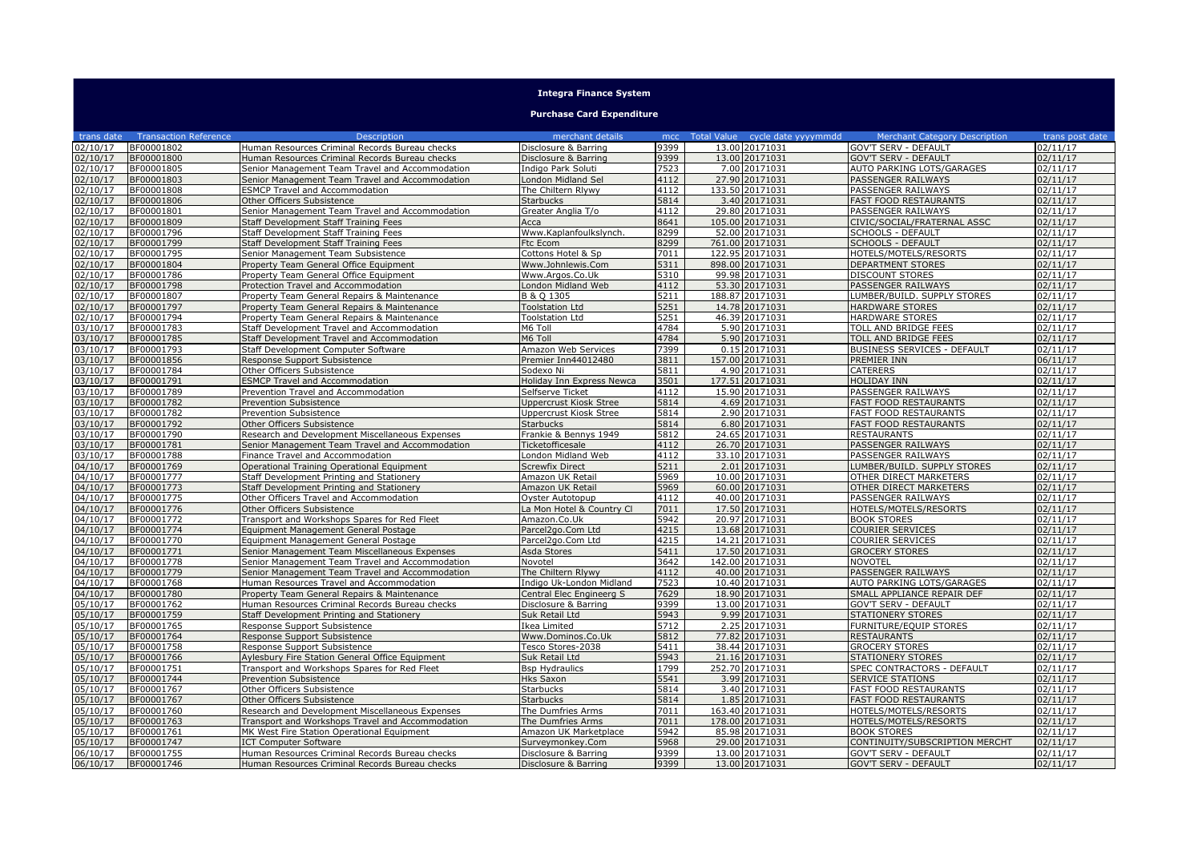# Integra Finance System

## Purchase Card Expenditure

| trans date | Transaction Reference | Description | merchant details | mcc | Total Value | cycle date yyyymmdd | Merchant Category Description | trans post date |
|---|---|---|---|---|---|---|---|---|
| 02/10/17 | BF00001802 | Human Resources Criminal Records Bureau checks | Disclosure & Barring | 9399 | 13.00 | 20171031 | GOV'T SERV - DEFAULT | 02/11/17 |
| 02/10/17 | BF00001800 | Human Resources Criminal Records Bureau checks | Disclosure & Barring | 9399 | 13.00 | 20171031 | GOV'T SERV - DEFAULT | 02/11/17 |
| 02/10/17 | BF00001805 | Senior Management Team Travel and Accommodation | Indigo Park Soluti | 7523 | 7.00 | 20171031 | AUTO PARKING LOTS/GARAGES | 02/11/17 |
| 02/10/17 | BF00001803 | Senior Management Team Travel and Accommodation | London Midland Sel | 4112 | 27.90 | 20171031 | PASSENGER RAILWAYS | 02/11/17 |
| 02/10/17 | BF00001808 | ESMCP Travel and Accommodation | The Chiltern Rlywy | 4112 | 133.50 | 20171031 | PASSENGER RAILWAYS | 02/11/17 |
| 02/10/17 | BF00001806 | Other Officers Subsistence | Starbucks | 5814 | 3.40 | 20171031 | FAST FOOD RESTAURANTS | 02/11/17 |
| 02/10/17 | BF00001801 | Senior Management Team Travel and Accommodation | Greater Anglia T/o | 4112 | 29.80 | 20171031 | PASSENGER RAILWAYS | 02/11/17 |
| 02/10/17 | BF00001809 | Staff Development Staff Training Fees | Acca | 8641 | 105.00 | 20171031 | CIVIC/SOCIAL/FRATERNAL ASSC | 02/11/17 |
| 02/10/17 | BF00001796 | Staff Development Staff Training Fees | Www.Kaplanfoulkslynch. | 8299 | 52.00 | 20171031 | SCHOOLS - DEFAULT | 02/11/17 |
| 02/10/17 | BF00001799 | Staff Development Staff Training Fees | Ftc Ecom | 8299 | 761.00 | 20171031 | SCHOOLS - DEFAULT | 02/11/17 |
| 02/10/17 | BF00001795 | Senior Management Team Subsistence | Cottons Hotel & Sp | 7011 | 122.95 | 20171031 | HOTELS/MOTELS/RESORTS | 02/11/17 |
| 02/10/17 | BF00001804 | Property Team General Office Equipment | Www.Johnlewis.Com | 5311 | 898.00 | 20171031 | DEPARTMENT STORES | 02/11/17 |
| 02/10/17 | BF00001786 | Property Team General Office Equipment | Www.Argos.Co.Uk | 5310 | 99.98 | 20171031 | DISCOUNT STORES | 02/11/17 |
| 02/10/17 | BF00001798 | Protection Travel and Accommodation | London Midland Web | 4112 | 53.30 | 20171031 | PASSENGER RAILWAYS | 02/11/17 |
| 02/10/17 | BF00001807 | Property Team General Repairs & Maintenance | B & Q 1305 | 5211 | 188.87 | 20171031 | LUMBER/BUILD. SUPPLY STORES | 02/11/17 |
| 02/10/17 | BF00001797 | Property Team General Repairs & Maintenance | Toolstation Ltd | 5251 | 14.78 | 20171031 | HARDWARE STORES | 02/11/17 |
| 02/10/17 | BF00001794 | Property Team General Repairs & Maintenance | Toolstation Ltd | 5251 | 46.39 | 20171031 | HARDWARE STORES | 02/11/17 |
| 03/10/17 | BF00001783 | Staff Development Travel and Accommodation | M6 Toll | 4784 | 5.90 | 20171031 | TOLL AND BRIDGE FEES | 02/11/17 |
| 03/10/17 | BF00001785 | Staff Development Travel and Accommodation | M6 Toll | 4784 | 5.90 | 20171031 | TOLL AND BRIDGE FEES | 02/11/17 |
| 03/10/17 | BF00001793 | Staff Development Computer Software | Amazon Web Services | 7399 | 0.15 | 20171031 | BUSINESS SERVICES - DEFAULT | 02/11/17 |
| 03/10/17 | BF00001856 | Response Support Subsistence | Premier Inn44012480 | 3811 | 157.00 | 20171031 | PREMIER INN | 06/11/17 |
| 03/10/17 | BF00001784 | Other Officers Subsistence | Sodexo Ni | 5811 | 4.90 | 20171031 | CATERERS | 02/11/17 |
| 03/10/17 | BF00001791 | ESMCP Travel and Accommodation | Holiday Inn Express Newca | 3501 | 177.51 | 20171031 | HOLIDAY INN | 02/11/17 |
| 03/10/17 | BF00001789 | Prevention Travel and Accommodation | Selfserve Ticket | 4112 | 15.90 | 20171031 | PASSENGER RAILWAYS | 02/11/17 |
| 03/10/17 | BF00001782 | Prevention Subsistence | Uppercrust Kiosk Stree | 5814 | 4.69 | 20171031 | FAST FOOD RESTAURANTS | 02/11/17 |
| 03/10/17 | BF00001782 | Prevention Subsistence | Uppercrust Kiosk Stree | 5814 | 2.90 | 20171031 | FAST FOOD RESTAURANTS | 02/11/17 |
| 03/10/17 | BF00001792 | Other Officers Subsistence | Starbucks | 5814 | 6.80 | 20171031 | FAST FOOD RESTAURANTS | 02/11/17 |
| 03/10/17 | BF00001790 | Research and Development Miscellaneous Expenses | Frankie & Bennys 1949 | 5812 | 24.65 | 20171031 | RESTAURANTS | 02/11/17 |
| 03/10/17 | BF00001781 | Senior Management Team Travel and Accommodation | Ticketofficesale | 4112 | 26.70 | 20171031 | PASSENGER RAILWAYS | 02/11/17 |
| 03/10/17 | BF00001788 | Finance Travel and Accommodation | London Midland Web | 4112 | 33.10 | 20171031 | PASSENGER RAILWAYS | 02/11/17 |
| 04/10/17 | BF00001769 | Operational Training Operational Equipment | Screwfix Direct | 5211 | 2.01 | 20171031 | LUMBER/BUILD. SUPPLY STORES | 02/11/17 |
| 04/10/17 | BF00001777 | Staff Development Printing and Stationery | Amazon UK Retail | 5969 | 10.00 | 20171031 | OTHER DIRECT MARKETERS | 02/11/17 |
| 04/10/17 | BF00001773 | Staff Development Printing and Stationery | Amazon UK Retail | 5969 | 60.00 | 20171031 | OTHER DIRECT MARKETERS | 02/11/17 |
| 04/10/17 | BF00001775 | Other Officers Travel and Accommodation | Oyster Autotopup | 4112 | 40.00 | 20171031 | PASSENGER RAILWAYS | 02/11/17 |
| 04/10/17 | BF00001776 | Other Officers Subsistence | La Mon Hotel & Country Cl | 7011 | 17.50 | 20171031 | HOTELS/MOTELS/RESORTS | 02/11/17 |
| 04/10/17 | BF00001772 | Transport and Workshops Spares for Red Fleet | Amazon.Co.Uk | 5942 | 20.97 | 20171031 | BOOK STORES | 02/11/17 |
| 04/10/17 | BF00001774 | Equipment Management General Postage | Parcel2go.Com Ltd | 4215 | 13.68 | 20171031 | COURIER SERVICES | 02/11/17 |
| 04/10/17 | BF00001770 | Equipment Management General Postage | Parcel2go.Com Ltd | 4215 | 14.21 | 20171031 | COURIER SERVICES | 02/11/17 |
| 04/10/17 | BF00001771 | Senior Management Team Miscellaneous Expenses | Asda Stores | 5411 | 17.50 | 20171031 | GROCERY STORES | 02/11/17 |
| 04/10/17 | BF00001778 | Senior Management Team Travel and Accommodation | Novotel | 3642 | 142.00 | 20171031 | NOVOTEL | 02/11/17 |
| 04/10/17 | BF00001779 | Senior Management Team Travel and Accommodation | The Chiltern Rlywy | 4112 | 40.00 | 20171031 | PASSENGER RAILWAYS | 02/11/17 |
| 04/10/17 | BF00001768 | Human Resources Travel and Accommodation | Indigo Uk-London Midland | 7523 | 10.40 | 20171031 | AUTO PARKING LOTS/GARAGES | 02/11/17 |
| 04/10/17 | BF00001780 | Property Team General Repairs & Maintenance | Central Elec Engineerg S | 7629 | 18.90 | 20171031 | SMALL APPLIANCE REPAIR DEF | 02/11/17 |
| 05/10/17 | BF00001762 | Human Resources Criminal Records Bureau checks | Disclosure & Barring | 9399 | 13.00 | 20171031 | GOV'T SERV - DEFAULT | 02/11/17 |
| 05/10/17 | BF00001759 | Staff Development Printing and Stationery | Suk Retail Ltd | 5943 | 9.99 | 20171031 | STATIONERY STORES | 02/11/17 |
| 05/10/17 | BF00001765 | Response Support Subsistence | Ikea Limited | 5712 | 2.25 | 20171031 | FURNITURE/EQUIP STORES | 02/11/17 |
| 05/10/17 | BF00001764 | Response Support Subsistence | Www.Dominos.Co.Uk | 5812 | 77.82 | 20171031 | RESTAURANTS | 02/11/17 |
| 05/10/17 | BF00001758 | Response Support Subsistence | Tesco Stores-2038 | 5411 | 38.44 | 20171031 | GROCERY STORES | 02/11/17 |
| 05/10/17 | BF00001766 | Aylesbury Fire Station General Office Equipment | Suk Retail Ltd | 5943 | 21.16 | 20171031 | STATIONERY STORES | 02/11/17 |
| 05/10/17 | BF00001751 | Transport and Workshops Spares for Red Fleet | Bsp Hydraulics | 1799 | 252.70 | 20171031 | SPEC CONTRACTORS - DEFAULT | 02/11/17 |
| 05/10/17 | BF00001744 | Prevention Subsistence | Hks Saxon | 5541 | 3.99 | 20171031 | SERVICE STATIONS | 02/11/17 |
| 05/10/17 | BF00001767 | Other Officers Subsistence | Starbucks | 5814 | 3.40 | 20171031 | FAST FOOD RESTAURANTS | 02/11/17 |
| 05/10/17 | BF00001767 | Other Officers Subsistence | Starbucks | 5814 | 1.85 | 20171031 | FAST FOOD RESTAURANTS | 02/11/17 |
| 05/10/17 | BF00001760 | Research and Development Miscellaneous Expenses | The Dumfries Arms | 7011 | 163.40 | 20171031 | HOTELS/MOTELS/RESORTS | 02/11/17 |
| 05/10/17 | BF00001763 | Transport and Workshops Travel and Accommodation | The Dumfries Arms | 7011 | 178.00 | 20171031 | HOTELS/MOTELS/RESORTS | 02/11/17 |
| 05/10/17 | BF00001761 | MK West Fire Station Operational Equipment | Amazon UK Marketplace | 5942 | 85.98 | 20171031 | BOOK STORES | 02/11/17 |
| 05/10/17 | BF00001747 | ICT Computer Software | Surveymonkey.Com | 5968 | 29.00 | 20171031 | CONTINUITY/SUBSCRIPTION MERCHT | 02/11/17 |
| 06/10/17 | BF00001755 | Human Resources Criminal Records Bureau checks | Disclosure & Barring | 9399 | 13.00 | 20171031 | GOV'T SERV - DEFAULT | 02/11/17 |
| 06/10/17 | BF00001746 | Human Resources Criminal Records Bureau checks | Disclosure & Barring | 9399 | 13.00 | 20171031 | GOV'T SERV - DEFAULT | 02/11/17 |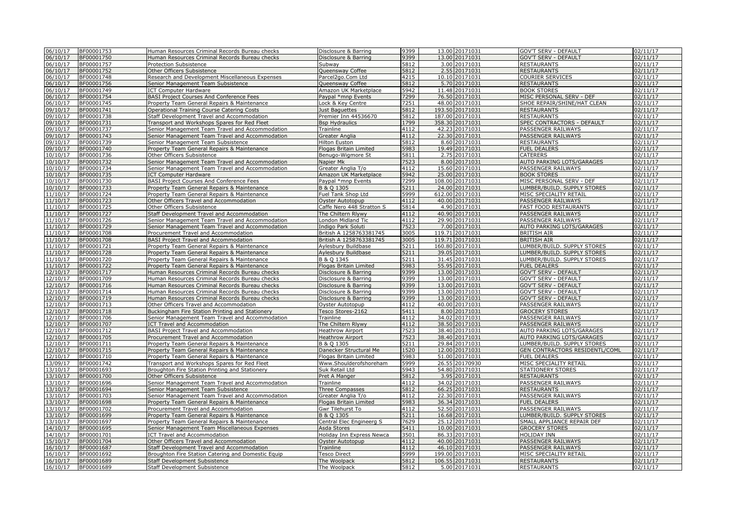| | | | | | | | | |
|---|---|---|---|---|---|---|---|---|
| 06/10/17 | BF00001753 | Human Resources Criminal Records Bureau checks | Disclosure & Barring | 9399 | 13.00 | 20171031 | GOV'T SERV - DEFAULT | 02/11/17 |
| 06/10/17 | BF00001750 | Human Resources Criminal Records Bureau checks | Disclosure & Barring | 9399 | 13.00 | 20171031 | GOV'T SERV - DEFAULT | 02/11/17 |
| 06/10/17 | BF00001757 | Protection Subsistence | Subway | 5812 | 3.00 | 20171031 | RESTAURANTS | 02/11/17 |
| 06/10/17 | BF00001752 | Other Officers Subsistence | Queensway Coffee | 5812 | 2.55 | 20171031 | RESTAURANTS | 02/11/17 |
| 06/10/17 | BF00001748 | Research and Development Miscellaneous Expenses | Parcel2go.Com Ltd | 4215 | 10.10 | 20171031 | COURIER SERVICES | 02/11/17 |
| 06/10/17 | BF00001756 | Senior Management Team Subsistence | Queensway Coffee | 5812 | 5.70 | 20171031 | RESTAURANTS | 02/11/17 |
| 06/10/17 | BF00001749 | ICT Computer Hardware | Amazon UK Marketplace | 5942 | 11.48 | 20171031 | BOOK STORES | 02/11/17 |
| 06/10/17 | BF00001754 | BASI Project Courses And Conference Fees | Paypal *mnp Events | 7299 | 76.50 | 20171031 | MISC PERSONAL SERV - DEF | 02/11/17 |
| 06/10/17 | BF00001745 | Property Team General Repairs & Maintenance | Lock & Key Centre | 7251 | 48.00 | 20171031 | SHOE REPAIR/SHINE/HAT CLEAN | 02/11/17 |
| 09/10/17 | BF00001741 | Operational Training Course Catering Costs | Just Baguettes | 5812 | 193.50 | 20171031 | RESTAURANTS | 02/11/17 |
| 09/10/17 | BF00001738 | Staff Development Travel and Accommodation | Premier Inn 44536670 | 5812 | 187.00 | 20171031 | RESTAURANTS | 02/11/17 |
| 09/10/17 | BF00001731 | Transport and Workshops Spares for Red Fleet | Bsp Hydraulics | 1799 | 358.30 | 20171031 | SPEC CONTRACTORS - DEFAULT | 02/11/17 |
| 09/10/17 | BF00001737 | Senior Management Team Travel and Accommodation | Trainline | 4112 | 42.23 | 20171031 | PASSENGER RAILWAYS | 02/11/17 |
| 09/10/17 | BF00001743 | Senior Management Team Travel and Accommodation | Greater Anglia | 4112 | 22.30 | 20171031 | PASSENGER RAILWAYS | 02/11/17 |
| 09/10/17 | BF00001739 | Senior Management Team Subsistence | Hilton Euston | 5812 | 8.60 | 20171031 | RESTAURANTS | 02/11/17 |
| 09/10/17 | BF00001740 | Property Team General Repairs & Maintenance | Flogas Britain Limited | 5983 | 19.49 | 20171031 | FUEL DEALERS | 02/11/17 |
| 10/10/17 | BF00001736 | Other Officers Subsistence | Benugo-Wigmore St | 5811 | 2.75 | 20171031 | CATERERS | 02/11/17 |
| 10/10/17 | BF00001732 | Senior Management Team Travel and Accommodation | Napier Mk | 7523 | 8.00 | 20171031 | AUTO PARKING LOTS/GARAGES | 02/11/17 |
| 10/10/17 | BF00001734 | Senior Management Team Travel and Accommodation | Greater Anglia T/o | 4112 | 15.60 | 20171031 | PASSENGER RAILWAYS | 02/11/17 |
| 10/10/17 | BF00001735 | ICT Computer Hardware | Amazon UK Marketplace | 5942 | 25.00 | 20171031 | BOOK STORES | 02/11/17 |
| 10/10/17 | BF00001730 | BASI Project Courses And Conference Fees | Paypal *mnp Events | 7299 | 108.00 | 20171031 | MISC PERSONAL SERV - DEF | 02/11/17 |
| 10/10/17 | BF00001733 | Property Team General Repairs & Maintenance | B & Q 1305 | 5211 | 24.00 | 20171031 | LUMBER/BUILD. SUPPLY STORES | 02/11/17 |
| 11/10/17 | BF00001724 | Property Team General Repairs & Maintenance | Fuel Tank Shop Ltd | 5999 | 612.00 | 20171031 | MISC SPECIALITY RETAIL | 02/11/17 |
| 11/10/17 | BF00001723 | Other Officers Travel and Accommodation | Oyster Autotopup | 4112 | 40.00 | 20171031 | PASSENGER RAILWAYS | 02/11/17 |
| 11/10/17 | BF00001725 | Other Officers Subsistence | Caffe Nero 448 Stratton S | 5814 | 4.90 | 20171031 | FAST FOOD RESTAURANTS | 02/11/17 |
| 11/10/17 | BF00001727 | Staff Development Travel and Accommodation | The Chiltern Rlywy | 4112 | 40.90 | 20171031 | PASSENGER RAILWAYS | 02/11/17 |
| 11/10/17 | BF00001726 | Senior Management Team Travel and Accommodation | London Midland Tic | 4112 | 29.90 | 20171031 | PASSENGER RAILWAYS | 02/11/17 |
| 11/10/17 | BF00001729 | Senior Management Team Travel and Accommodation | Indigo Park Soluti | 7523 | 7.00 | 20171031 | AUTO PARKING LOTS/GARAGES | 02/11/17 |
| 11/10/17 | BF00001708 | Procurement Travel and Accommodation | British A 1258763381745 | 3005 | 119.71 | 20171031 | BRITISH AIR | 02/11/17 |
| 11/10/17 | BF00001708 | BASI Project Travel and Accommodation | British A 1258763381745 | 3005 | 119.71 | 20171031 | BRITISH AIR | 02/11/17 |
| 11/10/17 | BF00001721 | Property Team General Repairs & Maintenance | Aylesbury Buildbase | 5211 | 160.80 | 20171031 | LUMBER/BUILD. SUPPLY STORES | 02/11/17 |
| 11/10/17 | BF00001728 | Property Team General Repairs & Maintenance | Aylesbury Buildbase | 5211 | 39.05 | 20171031 | LUMBER/BUILD. SUPPLY STORES | 02/11/17 |
| 11/10/17 | BF00001720 | Property Team General Repairs & Maintenance | B & Q 1345 | 5211 | 31.45 | 20171031 | LUMBER/BUILD. SUPPLY STORES | 02/11/17 |
| 11/10/17 | BF00001722 | Property Team General Repairs & Maintenance | Flogas Britain Limited | 5983 | 55.95 | 20171031 | FUEL DEALERS | 02/11/17 |
| 12/10/17 | BF00001717 | Human Resources Criminal Records Bureau checks | Disclosure & Barring | 9399 | 13.00 | 20171031 | GOV'T SERV - DEFAULT | 02/11/17 |
| 12/10/17 | BF00001709 | Human Resources Criminal Records Bureau checks | Disclosure & Barring | 9399 | 13.00 | 20171031 | GOV'T SERV - DEFAULT | 02/11/17 |
| 12/10/17 | BF00001716 | Human Resources Criminal Records Bureau checks | Disclosure & Barring | 9399 | 13.00 | 20171031 | GOV'T SERV - DEFAULT | 02/11/17 |
| 12/10/17 | BF00001714 | Human Resources Criminal Records Bureau checks | Disclosure & Barring | 9399 | 13.00 | 20171031 | GOV'T SERV - DEFAULT | 02/11/17 |
| 12/10/17 | BF00001719 | Human Resources Criminal Records Bureau checks | Disclosure & Barring | 9399 | 13.00 | 20171031 | GOV'T SERV - DEFAULT | 02/11/17 |
| 12/10/17 | BF00001713 | Other Officers Travel and Accommodation | Oyster Autotopup | 4112 | 40.00 | 20171031 | PASSENGER RAILWAYS | 02/11/17 |
| 12/10/17 | BF00001718 | Buckingham Fire Station Printing and Stationery | Tesco Stores-2162 | 5411 | 8.00 | 20171031 | GROCERY STORES | 02/11/17 |
| 12/10/17 | BF00001706 | Senior Management Team Travel and Accommodation | Trainline | 4112 | 34.02 | 20171031 | PASSENGER RAILWAYS | 02/11/17 |
| 12/10/17 | BF00001707 | ICT Travel and Accommodation | The Chiltern Rlywy | 4112 | 38.50 | 20171031 | PASSENGER RAILWAYS | 02/11/17 |
| 12/10/17 | BF00001712 | BASI Project Travel and Accommodation | Heathrow Airport | 7523 | 38.40 | 20171031 | AUTO PARKING LOTS/GARAGES | 02/11/17 |
| 12/10/17 | BF00001705 | Procurement Travel and Accommodation | Heathrow Airport | 7523 | 38.40 | 20171031 | AUTO PARKING LOTS/GARAGES | 02/11/17 |
| 12/10/17 | BF00001711 | Property Team General Repairs & Maintenance | B & Q 1305 | 5211 | 29.84 | 20171031 | LUMBER/BUILD. SUPPLY STORES | 02/11/17 |
| 12/10/17 | BF00001715 | Property Team General Repairs & Maintenance | Danecker Structural Me | 1520 | 12.00 | 20171031 | GEN CONTRACTORS RESIDENTL/COML | 02/11/17 |
| 12/10/17 | BF00001710 | Property Team General Repairs & Maintenance | Flogas Britain Limited | 5983 | 51.00 | 20171031 | FUEL DEALERS | 02/11/17 |
| 13/09/17 | BF00001742 | Transport and Workshops Spares for Red Fleet | Www.Shoulderofshoreham | 5999 | 26.55 | 20170930 | MISC SPECIALITY RETAIL | 02/11/17 |
| 13/10/17 | BF00001693 | Broughton Fire Station Printing and Stationery | Suk Retail Ltd | 5943 | 54.80 | 20171031 | STATIONERY STORES | 02/11/17 |
| 13/10/17 | BF00001700 | Other Officers Subsistence | Pret A Manger | 5812 | 3.95 | 20171031 | RESTAURANTS | 02/11/17 |
| 13/10/17 | BF00001696 | Senior Management Team Travel and Accommodation | Trainline | 4112 | 34.02 | 20171031 | PASSENGER RAILWAYS | 02/11/17 |
| 13/10/17 | BF00001694 | Senior Management Team Subsistence | Three Compasses | 5812 | 66.25 | 20171031 | RESTAURANTS | 02/11/17 |
| 13/10/17 | BF00001703 | Senior Management Team Travel and Accommodation | Greater Anglia T/o | 4112 | 22.30 | 20171031 | PASSENGER RAILWAYS | 02/11/17 |
| 13/10/17 | BF00001698 | Property Team General Repairs & Maintenance | Flogas Britain Limited | 5983 | 36.34 | 20171031 | FUEL DEALERS | 02/11/17 |
| 13/10/17 | BF00001702 | Procurement Travel and Accommodation | Gwr Tilehurst To | 4112 | 52.50 | 20171031 | PASSENGER RAILWAYS | 02/11/17 |
| 13/10/17 | BF00001699 | Property Team General Repairs & Maintenance | B & Q 1305 | 5211 | 16.68 | 20171031 | LUMBER/BUILD. SUPPLY STORES | 02/11/17 |
| 13/10/17 | BF00001697 | Property Team General Repairs & Maintenance | Central Elec Engineerg S | 7629 | 25.12 | 20171031 | SMALL APPLIANCE REPAIR DEF | 02/11/17 |
| 14/10/17 | BF00001695 | Senior Management Team Miscellaneous Expenses | Asda Stores | 5411 | 10.00 | 20171031 | GROCERY STORES | 02/11/17 |
| 14/10/17 | BF00001701 | ICT Travel and Accommodation | Holiday Inn Express Newca | 3501 | 86.33 | 20171031 | HOLIDAY INN | 02/11/17 |
| 15/10/17 | BF00001704 | Other Officers Travel and Accommodation | Oyster Autotopup | 4112 | 40.00 | 20171031 | PASSENGER RAILWAYS | 02/11/17 |
| 16/10/17 | BF00001687 | Staff Development Travel and Accommodation | Trainline | 4112 | 46.10 | 20171031 | PASSENGER RAILWAYS | 02/11/17 |
| 16/10/17 | BF00001692 | Broughton Fire Station Catering and Domestic Equip | Tesco Direct | 5999 | 199.00 | 20171031 | MISC SPECIALITY RETAIL | 02/11/17 |
| 16/10/17 | BF00001689 | Staff Development Subsistence | The Woolpack | 5812 | 106.55 | 20171031 | RESTAURANTS | 02/11/17 |
| 16/10/17 | BF00001689 | Staff Development Subsistence | The Woolpack | 5812 | 5.00 | 20171031 | RESTAURANTS | 02/11/17 |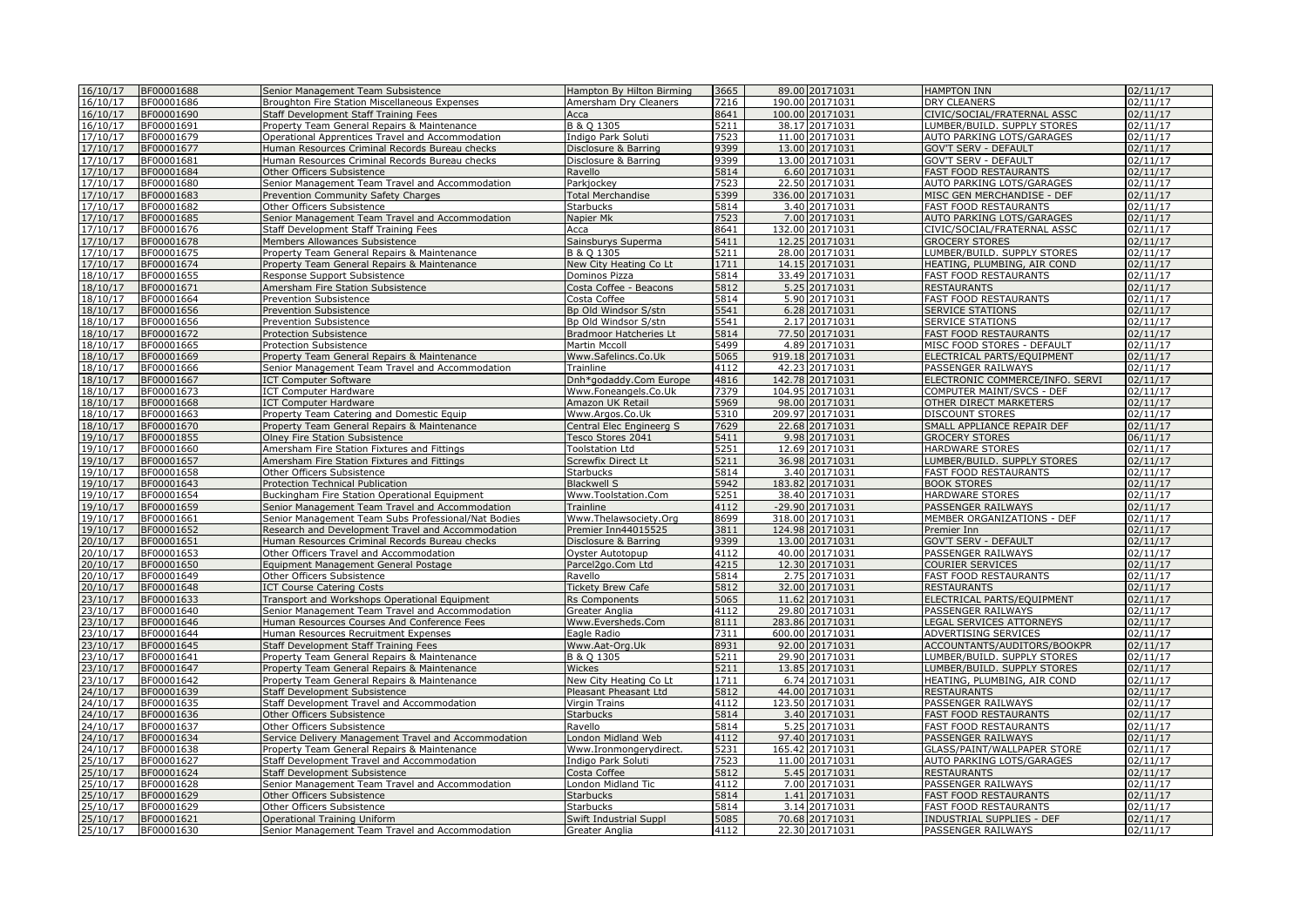| | | | | | | | | |
|---|---|---|---|---|---|---|---|---|
| 16/10/17 | BF00001688 | Senior Management Team Subsistence | Hampton By Hilton Birming | 3665 | 89.00 | 20171031 | HAMPTON INN | 02/11/17 |
| 16/10/17 | BF00001686 | Broughton Fire Station Miscellaneous Expenses | Amersham Dry Cleaners | 7216 | 190.00 | 20171031 | DRY CLEANERS | 02/11/17 |
| 16/10/17 | BF00001690 | Staff Development Staff Training Fees | Acca | 8641 | 100.00 | 20171031 | CIVIC/SOCIAL/FRATERNAL ASSC | 02/11/17 |
| 16/10/17 | BF00001691 | Property Team General Repairs & Maintenance | B & Q 1305 | 5211 | 38.17 | 20171031 | LUMBER/BUILD. SUPPLY STORES | 02/11/17 |
| 17/10/17 | BF00001679 | Operational Apprentices Travel and Accommodation | Indigo Park Soluti | 7523 | 11.00 | 20171031 | AUTO PARKING LOTS/GARAGES | 02/11/17 |
| 17/10/17 | BF00001677 | Human Resources Criminal Records Bureau checks | Disclosure & Barring | 9399 | 13.00 | 20171031 | GOV'T SERV - DEFAULT | 02/11/17 |
| 17/10/17 | BF00001681 | Human Resources Criminal Records Bureau checks | Disclosure & Barring | 9399 | 13.00 | 20171031 | GOV'T SERV - DEFAULT | 02/11/17 |
| 17/10/17 | BF00001684 | Other Officers Subsistence | Ravello | 5814 | 6.60 | 20171031 | FAST FOOD RESTAURANTS | 02/11/17 |
| 17/10/17 | BF00001680 | Senior Management Team Travel and Accommodation | Parkjockey | 7523 | 22.50 | 20171031 | AUTO PARKING LOTS/GARAGES | 02/11/17 |
| 17/10/17 | BF00001683 | Prevention Community Safety Charges | Total Merchandise | 5399 | 336.00 | 20171031 | MISC GEN MERCHANDISE - DEF | 02/11/17 |
| 17/10/17 | BF00001682 | Other Officers Subsistence | Starbucks | 5814 | 3.40 | 20171031 | FAST FOOD RESTAURANTS | 02/11/17 |
| 17/10/17 | BF00001685 | Senior Management Team Travel and Accommodation | Napier Mk | 7523 | 7.00 | 20171031 | AUTO PARKING LOTS/GARAGES | 02/11/17 |
| 17/10/17 | BF00001676 | Staff Development Staff Training Fees | Acca | 8641 | 132.00 | 20171031 | CIVIC/SOCIAL/FRATERNAL ASSC | 02/11/17 |
| 17/10/17 | BF00001678 | Members Allowances Subsistence | Sainsburys Superma | 5411 | 12.25 | 20171031 | GROCERY STORES | 02/11/17 |
| 17/10/17 | BF00001675 | Property Team General Repairs & Maintenance | B & Q 1305 | 5211 | 28.00 | 20171031 | LUMBER/BUILD. SUPPLY STORES | 02/11/17 |
| 17/10/17 | BF00001674 | Property Team General Repairs & Maintenance | New City Heating Co Lt | 1711 | 14.15 | 20171031 | HEATING, PLUMBING, AIR COND | 02/11/17 |
| 18/10/17 | BF00001655 | Response Support Subsistence | Dominos Pizza | 5814 | 33.49 | 20171031 | FAST FOOD RESTAURANTS | 02/11/17 |
| 18/10/17 | BF00001671 | Amersham Fire Station Subsistence | Costa Coffee - Beacons | 5812 | 5.25 | 20171031 | RESTAURANTS | 02/11/17 |
| 18/10/17 | BF00001664 | Prevention Subsistence | Costa Coffee | 5814 | 5.90 | 20171031 | FAST FOOD RESTAURANTS | 02/11/17 |
| 18/10/17 | BF00001656 | Prevention Subsistence | Bp Old Windsor S/stn | 5541 | 6.28 | 20171031 | SERVICE STATIONS | 02/11/17 |
| 18/10/17 | BF00001656 | Prevention Subsistence | Bp Old Windsor S/stn | 5541 | 2.17 | 20171031 | SERVICE STATIONS | 02/11/17 |
| 18/10/17 | BF00001672 | Protection Subsistence | Bradmoor Hatcheries Lt | 5814 | 77.50 | 20171031 | FAST FOOD RESTAURANTS | 02/11/17 |
| 18/10/17 | BF00001665 | Protection Subsistence | Martin Mccoll | 5499 | 4.89 | 20171031 | MISC FOOD STORES - DEFAULT | 02/11/17 |
| 18/10/17 | BF00001669 | Property Team General Repairs & Maintenance | Www.Safelincs.Co.Uk | 5065 | 919.18 | 20171031 | ELECTRICAL PARTS/EQUIPMENT | 02/11/17 |
| 18/10/17 | BF00001666 | Senior Management Team Travel and Accommodation | Trainline | 4112 | 42.23 | 20171031 | PASSENGER RAILWAYS | 02/11/17 |
| 18/10/17 | BF00001667 | ICT Computer Software | Dnh*godaddy.Com Europe | 4816 | 142.78 | 20171031 | ELECTRONIC COMMERCE/INFO. SERVI | 02/11/17 |
| 18/10/17 | BF00001673 | ICT Computer Hardware | Www.Foneangels.Co.Uk | 7379 | 104.95 | 20171031 | COMPUTER MAINT/SVCS - DEF | 02/11/17 |
| 18/10/17 | BF00001668 | ICT Computer Hardware | Amazon UK Retail | 5969 | 98.00 | 20171031 | OTHER DIRECT MARKETERS | 02/11/17 |
| 18/10/17 | BF00001663 | Property Team Catering and Domestic Equip | Www.Argos.Co.Uk | 5310 | 209.97 | 20171031 | DISCOUNT STORES | 02/11/17 |
| 18/10/17 | BF00001670 | Property Team General Repairs & Maintenance | Central Elec Engineerg S | 7629 | 22.68 | 20171031 | SMALL APPLIANCE REPAIR DEF | 02/11/17 |
| 19/10/17 | BF00001855 | Olney Fire Station Subsistence | Tesco Stores 2041 | 5411 | 9.98 | 20171031 | GROCERY STORES | 06/11/17 |
| 19/10/17 | BF00001660 | Amersham Fire Station Fixtures and Fittings | Toolstation Ltd | 5251 | 12.69 | 20171031 | HARDWARE STORES | 02/11/17 |
| 19/10/17 | BF00001657 | Amersham Fire Station Fixtures and Fittings | Screwfix Direct Lt | 5211 | 36.98 | 20171031 | LUMBER/BUILD. SUPPLY STORES | 02/11/17 |
| 19/10/17 | BF00001658 | Other Officers Subsistence | Starbucks | 5814 | 3.40 | 20171031 | FAST FOOD RESTAURANTS | 02/11/17 |
| 19/10/17 | BF00001643 | Protection Technical Publication | Blackwell S | 5942 | 183.82 | 20171031 | BOOK STORES | 02/11/17 |
| 19/10/17 | BF00001654 | Buckingham Fire Station Operational Equipment | Www.Toolstation.Com | 5251 | 38.40 | 20171031 | HARDWARE STORES | 02/11/17 |
| 19/10/17 | BF00001659 | Senior Management Team Travel and Accommodation | Trainline | 4112 | -29.90 | 20171031 | PASSENGER RAILWAYS | 02/11/17 |
| 19/10/17 | BF00001661 | Senior Management Team Subs Professional/Nat Bodies | Www.Thelawsociety.Org | 8699 | 318.00 | 20171031 | MEMBER ORGANIZATIONS - DEF | 02/11/17 |
| 19/10/17 | BF00001652 | Research and Development Travel and Accommodation | Premier Inn44015525 | 3811 | 124.98 | 20171031 | Premier Inn | 02/11/17 |
| 20/10/17 | BF00001651 | Human Resources Criminal Records Bureau checks | Disclosure & Barring | 9399 | 13.00 | 20171031 | GOV'T SERV - DEFAULT | 02/11/17 |
| 20/10/17 | BF00001653 | Other Officers Travel and Accommodation | Oyster Autotopup | 4112 | 40.00 | 20171031 | PASSENGER RAILWAYS | 02/11/17 |
| 20/10/17 | BF00001650 | Equipment Management General Postage | Parcel2go.Com Ltd | 4215 | 12.30 | 20171031 | COURIER SERVICES | 02/11/17 |
| 20/10/17 | BF00001649 | Other Officers Subsistence | Ravello | 5814 | 2.75 | 20171031 | FAST FOOD RESTAURANTS | 02/11/17 |
| 20/10/17 | BF00001648 | ICT Course Catering Costs | Tickety Brew Cafe | 5812 | 32.00 | 20171031 | RESTAURANTS | 02/11/17 |
| 23/10/17 | BF00001633 | Transport and Workshops Operational Equipment | Rs Components | 5065 | 11.62 | 20171031 | ELECTRICAL PARTS/EQUIPMENT | 02/11/17 |
| 23/10/17 | BF00001640 | Senior Management Team Travel and Accommodation | Greater Anglia | 4112 | 29.80 | 20171031 | PASSENGER RAILWAYS | 02/11/17 |
| 23/10/17 | BF00001646 | Human Resources Courses And Conference Fees | Www.Eversheds.Com | 8111 | 283.86 | 20171031 | LEGAL SERVICES ATTORNEYS | 02/11/17 |
| 23/10/17 | BF00001644 | Human Resources Recruitment Expenses | Eagle Radio | 7311 | 600.00 | 20171031 | ADVERTISING SERVICES | 02/11/17 |
| 23/10/17 | BF00001645 | Staff Development Staff Training Fees | Www.Aat-Org.Uk | 8931 | 92.00 | 20171031 | ACCOUNTANTS/AUDITORS/BOOKPR | 02/11/17 |
| 23/10/17 | BF00001641 | Property Team General Repairs & Maintenance | B & Q 1305 | 5211 | 29.90 | 20171031 | LUMBER/BUILD. SUPPLY STORES | 02/11/17 |
| 23/10/17 | BF00001647 | Property Team General Repairs & Maintenance | Wickes | 5211 | 13.85 | 20171031 | LUMBER/BUILD. SUPPLY STORES | 02/11/17 |
| 23/10/17 | BF00001642 | Property Team General Repairs & Maintenance | New City Heating Co Lt | 1711 | 6.74 | 20171031 | HEATING, PLUMBING, AIR COND | 02/11/17 |
| 24/10/17 | BF00001639 | Staff Development Subsistence | Pleasant Pheasant Ltd | 5812 | 44.00 | 20171031 | RESTAURANTS | 02/11/17 |
| 24/10/17 | BF00001635 | Staff Development Travel and Accommodation | Virgin Trains | 4112 | 123.50 | 20171031 | PASSENGER RAILWAYS | 02/11/17 |
| 24/10/17 | BF00001636 | Other Officers Subsistence | Starbucks | 5814 | 3.40 | 20171031 | FAST FOOD RESTAURANTS | 02/11/17 |
| 24/10/17 | BF00001637 | Other Officers Subsistence | Ravello | 5814 | 5.25 | 20171031 | FAST FOOD RESTAURANTS | 02/11/17 |
| 24/10/17 | BF00001634 | Service Delivery Management Travel and Accommodation | London Midland Web | 4112 | 97.40 | 20171031 | PASSENGER RAILWAYS | 02/11/17 |
| 24/10/17 | BF00001638 | Property Team General Repairs & Maintenance | Www.Ironmongerydirect. | 5231 | 165.42 | 20171031 | GLASS/PAINT/WALLPAPER STORE | 02/11/17 |
| 25/10/17 | BF00001627 | Staff Development Travel and Accommodation | Indigo Park Soluti | 7523 | 11.00 | 20171031 | AUTO PARKING LOTS/GARAGES | 02/11/17 |
| 25/10/17 | BF00001624 | Staff Development Subsistence | Costa Coffee | 5812 | 5.45 | 20171031 | RESTAURANTS | 02/11/17 |
| 25/10/17 | BF00001628 | Senior Management Team Travel and Accommodation | London Midland Tic | 4112 | 7.00 | 20171031 | PASSENGER RAILWAYS | 02/11/17 |
| 25/10/17 | BF00001629 | Other Officers Subsistence | Starbucks | 5814 | 1.41 | 20171031 | FAST FOOD RESTAURANTS | 02/11/17 |
| 25/10/17 | BF00001629 | Other Officers Subsistence | Starbucks | 5814 | 3.14 | 20171031 | FAST FOOD RESTAURANTS | 02/11/17 |
| 25/10/17 | BF00001621 | Operational Training Uniform | Swift Industrial Suppl | 5085 | 70.68 | 20171031 | INDUSTRIAL SUPPLIES - DEF | 02/11/17 |
| 25/10/17 | BF00001630 | Senior Management Team Travel and Accommodation | Greater Anglia | 4112 | 22.30 | 20171031 | PASSENGER RAILWAYS | 02/11/17 |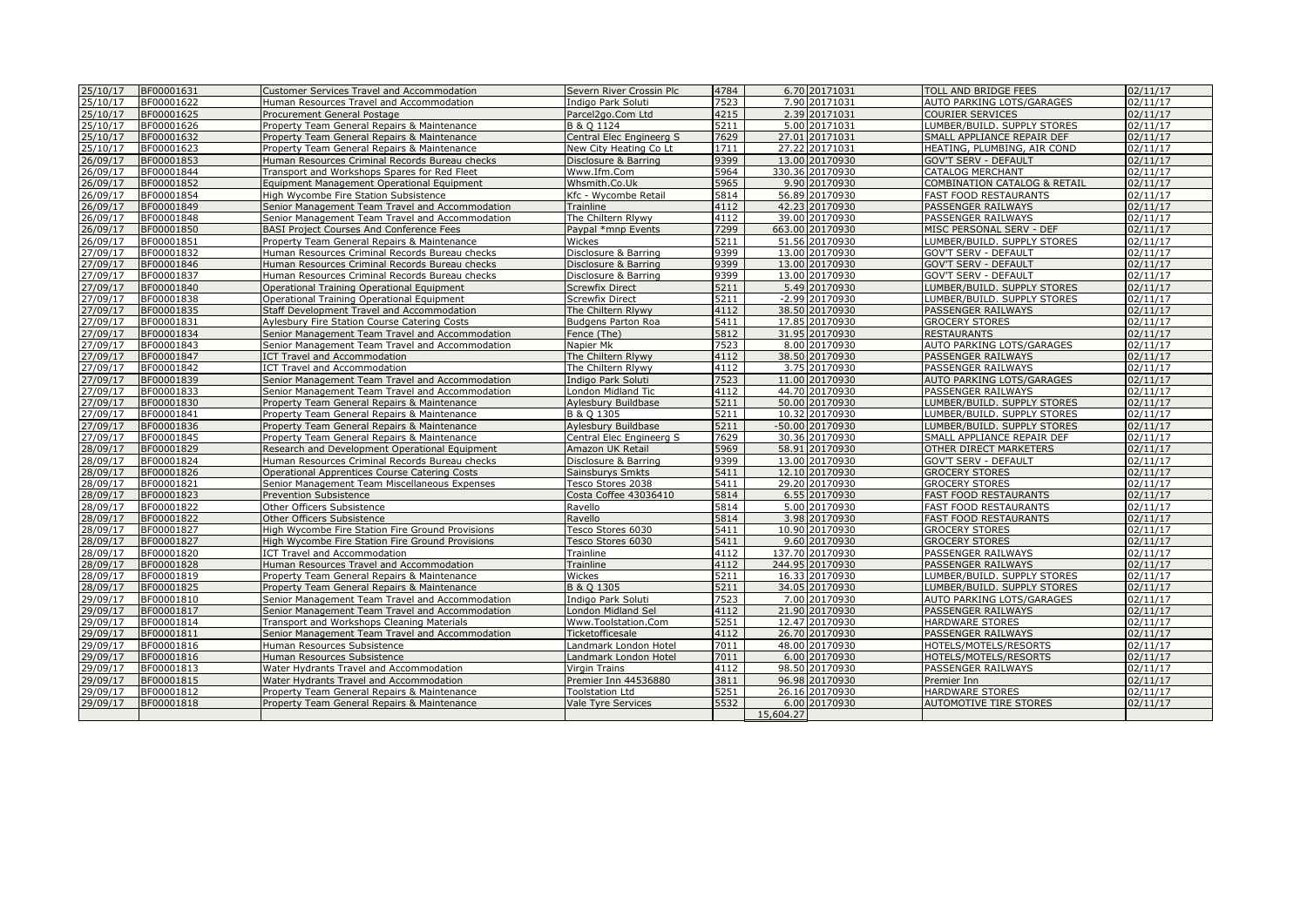| | | | | | | | | |
|---|---|---|---|---|---|---|---|---|
| 25/10/17 | BF00001631 | Customer Services Travel and Accommodation | Severn River Crossin Plc | 4784 | 6.70 | 20171031 | TOLL AND BRIDGE FEES | 02/11/17 |
| 25/10/17 | BF00001622 | Human Resources Travel and Accommodation | Indigo Park Soluti | 7523 | 7.90 | 20171031 | AUTO PARKING LOTS/GARAGES | 02/11/17 |
| 25/10/17 | BF00001625 | Procurement General Postage | Parcel2go.Com Ltd | 4215 | 2.39 | 20171031 | COURIER SERVICES | 02/11/17 |
| 25/10/17 | BF00001626 | Property Team General Repairs & Maintenance | B & Q 1124 | 5211 | 5.00 | 20171031 | LUMBER/BUILD. SUPPLY STORES | 02/11/17 |
| 25/10/17 | BF00001632 | Property Team General Repairs & Maintenance | Central Elec Engineerg S | 7629 | 27.01 | 20171031 | SMALL APPLIANCE REPAIR DEF | 02/11/17 |
| 25/10/17 | BF00001623 | Property Team General Repairs & Maintenance | New City Heating Co Lt | 1711 | 27.22 | 20171031 | HEATING, PLUMBING, AIR COND | 02/11/17 |
| 26/09/17 | BF00001853 | Human Resources Criminal Records Bureau checks | Disclosure & Barring | 9399 | 13.00 | 20170930 | GOV'T SERV - DEFAULT | 02/11/17 |
| 26/09/17 | BF00001844 | Transport and Workshops Spares for Red Fleet | Www.Ifm.Com | 5964 | 330.36 | 20170930 | CATALOG MERCHANT | 02/11/17 |
| 26/09/17 | BF00001852 | Equipment Management Operational Equipment | Whsmith.Co.Uk | 5965 | 9.90 | 20170930 | COMBINATION CATALOG & RETAIL | 02/11/17 |
| 26/09/17 | BF00001854 | High Wycombe Fire Station Subsistence | Kfc - Wycombe Retail | 5814 | 56.89 | 20170930 | FAST FOOD RESTAURANTS | 02/11/17 |
| 26/09/17 | BF00001849 | Senior Management Team Travel and Accommodation | Trainline | 4112 | 42.23 | 20170930 | PASSENGER RAILWAYS | 02/11/17 |
| 26/09/17 | BF00001848 | Senior Management Team Travel and Accommodation | The Chiltern Rlywy | 4112 | 39.00 | 20170930 | PASSENGER RAILWAYS | 02/11/17 |
| 26/09/17 | BF00001850 | BASI Project Courses And Conference Fees | Paypal *mnp Events | 7299 | 663.00 | 20170930 | MISC PERSONAL SERV - DEF | 02/11/17 |
| 26/09/17 | BF00001851 | Property Team General Repairs & Maintenance | Wickes | 5211 | 51.56 | 20170930 | LUMBER/BUILD. SUPPLY STORES | 02/11/17 |
| 27/09/17 | BF00001832 | Human Resources Criminal Records Bureau checks | Disclosure & Barring | 9399 | 13.00 | 20170930 | GOV'T SERV - DEFAULT | 02/11/17 |
| 27/09/17 | BF00001846 | Human Resources Criminal Records Bureau checks | Disclosure & Barring | 9399 | 13.00 | 20170930 | GOV'T SERV - DEFAULT | 02/11/17 |
| 27/09/17 | BF00001837 | Human Resources Criminal Records Bureau checks | Disclosure & Barring | 9399 | 13.00 | 20170930 | GOV'T SERV - DEFAULT | 02/11/17 |
| 27/09/17 | BF00001840 | Operational Training Operational Equipment | Screwfix Direct | 5211 | 5.49 | 20170930 | LUMBER/BUILD. SUPPLY STORES | 02/11/17 |
| 27/09/17 | BF00001838 | Operational Training Operational Equipment | Screwfix Direct | 5211 | -2.99 | 20170930 | LUMBER/BUILD. SUPPLY STORES | 02/11/17 |
| 27/09/17 | BF00001835 | Staff Development Travel and Accommodation | The Chiltern Rlywy | 4112 | 38.50 | 20170930 | PASSENGER RAILWAYS | 02/11/17 |
| 27/09/17 | BF00001831 | Aylesbury Fire Station Course Catering Costs | Budgens Parton Roa | 5411 | 17.85 | 20170930 | GROCERY STORES | 02/11/17 |
| 27/09/17 | BF00001834 | Senior Management Team Travel and Accommodation | Fence (The) | 5812 | 31.95 | 20170930 | RESTAURANTS | 02/11/17 |
| 27/09/17 | BF00001843 | Senior Management Team Travel and Accommodation | Napier Mk | 7523 | 8.00 | 20170930 | AUTO PARKING LOTS/GARAGES | 02/11/17 |
| 27/09/17 | BF00001847 | ICT Travel and Accommodation | The Chiltern Rlywy | 4112 | 38.50 | 20170930 | PASSENGER RAILWAYS | 02/11/17 |
| 27/09/17 | BF00001842 | ICT Travel and Accommodation | The Chiltern Rlywy | 4112 | 3.75 | 20170930 | PASSENGER RAILWAYS | 02/11/17 |
| 27/09/17 | BF00001839 | Senior Management Team Travel and Accommodation | Indigo Park Soluti | 7523 | 11.00 | 20170930 | AUTO PARKING LOTS/GARAGES | 02/11/17 |
| 27/09/17 | BF00001833 | Senior Management Team Travel and Accommodation | London Midland Tic | 4112 | 44.70 | 20170930 | PASSENGER RAILWAYS | 02/11/17 |
| 27/09/17 | BF00001830 | Property Team General Repairs & Maintenance | Aylesbury Buildbase | 5211 | 50.00 | 20170930 | LUMBER/BUILD. SUPPLY STORES | 02/11/17 |
| 27/09/17 | BF00001841 | Property Team General Repairs & Maintenance | B & Q 1305 | 5211 | 10.32 | 20170930 | LUMBER/BUILD. SUPPLY STORES | 02/11/17 |
| 27/09/17 | BF00001836 | Property Team General Repairs & Maintenance | Aylesbury Buildbase | 5211 | -50.00 | 20170930 | LUMBER/BUILD. SUPPLY STORES | 02/11/17 |
| 27/09/17 | BF00001845 | Property Team General Repairs & Maintenance | Central Elec Engineerg S | 7629 | 30.36 | 20170930 | SMALL APPLIANCE REPAIR DEF | 02/11/17 |
| 28/09/17 | BF00001829 | Research and Development Operational Equipment | Amazon UK Retail | 5969 | 58.91 | 20170930 | OTHER DIRECT MARKETERS | 02/11/17 |
| 28/09/17 | BF00001824 | Human Resources Criminal Records Bureau checks | Disclosure & Barring | 9399 | 13.00 | 20170930 | GOV'T SERV - DEFAULT | 02/11/17 |
| 28/09/17 | BF00001826 | Operational Apprentices Course Catering Costs | Sainsburys Smkts | 5411 | 12.10 | 20170930 | GROCERY STORES | 02/11/17 |
| 28/09/17 | BF00001821 | Senior Management Team Miscellaneous Expenses | Tesco Stores 2038 | 5411 | 29.20 | 20170930 | GROCERY STORES | 02/11/17 |
| 28/09/17 | BF00001823 | Prevention Subsistence | Costa Coffee 43036410 | 5814 | 6.55 | 20170930 | FAST FOOD RESTAURANTS | 02/11/17 |
| 28/09/17 | BF00001822 | Other Officers Subsistence | Ravello | 5814 | 5.00 | 20170930 | FAST FOOD RESTAURANTS | 02/11/17 |
| 28/09/17 | BF00001822 | Other Officers Subsistence | Ravello | 5814 | 3.98 | 20170930 | FAST FOOD RESTAURANTS | 02/11/17 |
| 28/09/17 | BF00001827 | High Wycombe Fire Station Fire Ground Provisions | Tesco Stores 6030 | 5411 | 10.90 | 20170930 | GROCERY STORES | 02/11/17 |
| 28/09/17 | BF00001827 | High Wycombe Fire Station Fire Ground Provisions | Tesco Stores 6030 | 5411 | 9.60 | 20170930 | GROCERY STORES | 02/11/17 |
| 28/09/17 | BF00001820 | ICT Travel and Accommodation | Trainline | 4112 | 137.70 | 20170930 | PASSENGER RAILWAYS | 02/11/17 |
| 28/09/17 | BF00001828 | Human Resources Travel and Accommodation | Trainline | 4112 | 244.95 | 20170930 | PASSENGER RAILWAYS | 02/11/17 |
| 28/09/17 | BF00001819 | Property Team General Repairs & Maintenance | Wickes | 5211 | 16.33 | 20170930 | LUMBER/BUILD. SUPPLY STORES | 02/11/17 |
| 28/09/17 | BF00001825 | Property Team General Repairs & Maintenance | B & Q 1305 | 5211 | 34.05 | 20170930 | LUMBER/BUILD. SUPPLY STORES | 02/11/17 |
| 29/09/17 | BF00001810 | Senior Management Team Travel and Accommodation | Indigo Park Soluti | 7523 | 7.00 | 20170930 | AUTO PARKING LOTS/GARAGES | 02/11/17 |
| 29/09/17 | BF00001817 | Senior Management Team Travel and Accommodation | London Midland Sel | 4112 | 21.90 | 20170930 | PASSENGER RAILWAYS | 02/11/17 |
| 29/09/17 | BF00001814 | Transport and Workshops Cleaning Materials | Www.Toolstation.Com | 5251 | 12.47 | 20170930 | HARDWARE STORES | 02/11/17 |
| 29/09/17 | BF00001811 | Senior Management Team Travel and Accommodation | Ticketofficesale | 4112 | 26.70 | 20170930 | PASSENGER RAILWAYS | 02/11/17 |
| 29/09/17 | BF00001816 | Human Resources Subsistence | Landmark London Hotel | 7011 | 48.00 | 20170930 | HOTELS/MOTELS/RESORTS | 02/11/17 |
| 29/09/17 | BF00001816 | Human Resources Subsistence | Landmark London Hotel | 7011 | 6.00 | 20170930 | HOTELS/MOTELS/RESORTS | 02/11/17 |
| 29/09/17 | BF00001813 | Water Hydrants Travel and Accommodation | Virgin Trains | 4112 | 98.50 | 20170930 | PASSENGER RAILWAYS | 02/11/17 |
| 29/09/17 | BF00001815 | Water Hydrants Travel and Accommodation | Premier Inn 44536880 | 3811 | 96.98 | 20170930 | Premier Inn | 02/11/17 |
| 29/09/17 | BF00001812 | Property Team General Repairs & Maintenance | Toolstation Ltd | 5251 | 26.16 | 20170930 | HARDWARE STORES | 02/11/17 |
| 29/09/17 | BF00001818 | Property Team General Repairs & Maintenance | Vale Tyre Services | 5532 | 6.00 | 20170930 | AUTOMOTIVE TIRE STORES | 02/11/17 |
| | | | | | 15,604.27 | | | |